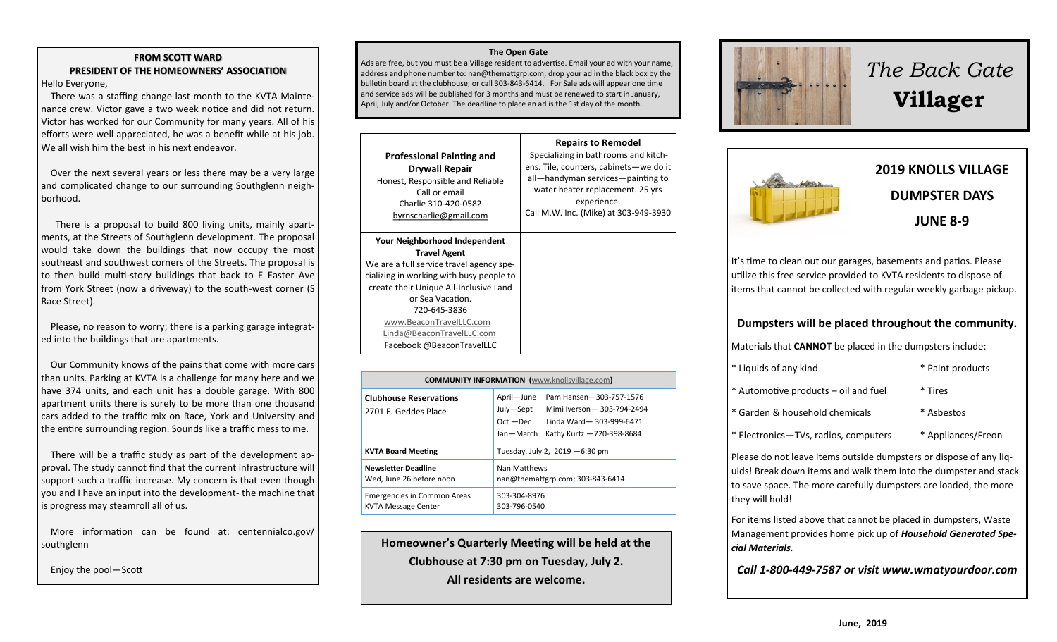### FROM SCOTT WARD

### PRESIDENT OF THE HOMEOWNERS' ASSOCIATION

Hello Everyone,

There was a staffing change last month to the KVTA Maintenance crew. Victor gave a two week notice and did not return. Victor has worked for our Community for many years. All of his efforts were well appreciated, he was a benefit while at his job. We all wish him the best in his next endeavor.

Over the next several years or less there may be a very large and complicated change to our surrounding Southglenn neighborhood.

There is a proposal to build 800 living units, mainly apartments, at the Streets of Southglenn development. The proposal would take down the buildings that now occupy the most southeast and southwest corners of the Streets. The proposal is to then build multi-story buildings that back to E Easter Ave from York Street (now a driveway) to the south-west corner (S Race Street).

Please, no reason to worry; there is a parking garage integrated into the buildings that are apartments.

Our Community knows of the pains that come with more cars than units. Parking at KVTA is a challenge for many here and we have 374 units, and each unit has a double garage. With 800 apartment units there is surely to be more than one thousand cars added to the traffic mix on Race, York and University and the entire surrounding region. Sounds like a traffic mess to me.

There will be a traffic study as part of the development approval. The study cannot find that the current infrastructure will support such a traffic increase. My concern is that even though you and I have an input into the development- the machine that is progress may steamroll all of us.

More information can be found at: centennialco.gov/southglenn

Enjoy the pool—Scott

### The Open Gate

Ads are free, but you must be a Village resident to advertise. Email your ad with your name, address and phone number to: nan@themattgrp.com; drop your ad in the black box by the bulletin board at the clubhouse; or call 303-843-6414. For Sale ads will appear one time and service ads will be published for 3 months and must be renewed to start in January, April, July and/or October. The deadline to place an ad is the 1st day of the month.

| | |
|---|---|
| **Professional Painting and Drywall Repair**<br>Honest, Responsible and Reliable<br>Call or email<br>Charlie 310-420-0582<br>byrnscharlie@gmail.com | **Repairs to Remodel**<br>Specializing in bathrooms and kitchens. Tile, counters, cabinets—we do it all—handyman services—painting to water heater replacement. 25 yrs experience.<br>Call M.W. Inc. (Mike) at 303-949-3930 |
| **Your Neighborhood Independent Travel Agent**<br>We are a full service travel agency specializing in working with busy people to create their Unique All-Inclusive Land or Sea Vacation.<br>720-645-3836<br>www.BeaconTravelLLC.com<br>Linda@BeaconTravelLLC.com<br>Facebook @BeaconTravelLLC | |

| COMMUNITY INFORMATION (www.knollsvillage.com) | |
|---|---|
| **Clubhouse Reservations**<br>2701 E. Geddes Place | April—June Pam Hansen—303-757-1576<br>July—Sept Mimi Iverson— 303-794-2494<br>Oct —Dec Linda Ward— 303-999-6471<br>Jan—March Kathy Kurtz —720-398-8684 |
| **KVTA Board Meeting** | Tuesday, July 2, 2019 —6:30 pm |
| **Newsletter Deadline**<br>Wed, June 26 before noon | Nan Matthews<br>nan@themattgrp.com; 303-843-6414 |
| Emergencies in Common Areas<br>KVTA Message Center | 303-304-8976<br>303-796-0540 |

**Homeowner's Quarterly Meeting will be held at the Clubhouse at 7:30 pm on Tuesday, July 2. All residents are welcome.**

# *The Back Gate* **Villager**

## 2019 KNOLLS VILLAGE DUMPSTER DAYS JUNE 8-9

It's time to clean out our garages, basements and patios. Please utilize this free service provided to KVTA residents to dispose of items that cannot be collected with regular weekly garbage pickup.

### Dumpsters will be placed throughout the community.

Materials that **CANNOT** be placed in the dumpsters include:

* Liquids of any kind
* Paint products
* Automotive products – oil and fuel
* Tires
* Garden & household chemicals
* Asbestos
* Electronics—TVs, radios, computers
* Appliances/Freon

Please do not leave items outside dumpsters or dispose of any liquids! Break down items and walk them into the dumpster and stack to save space. The more carefully dumpsters are loaded, the more they will hold!

For items listed above that cannot be placed in dumpsters, Waste Management provides home pick up of ***Household Generated Special Materials.***

***Call 1-800-449-7587 or visit www.wmatyourdoor.com***

June, 2019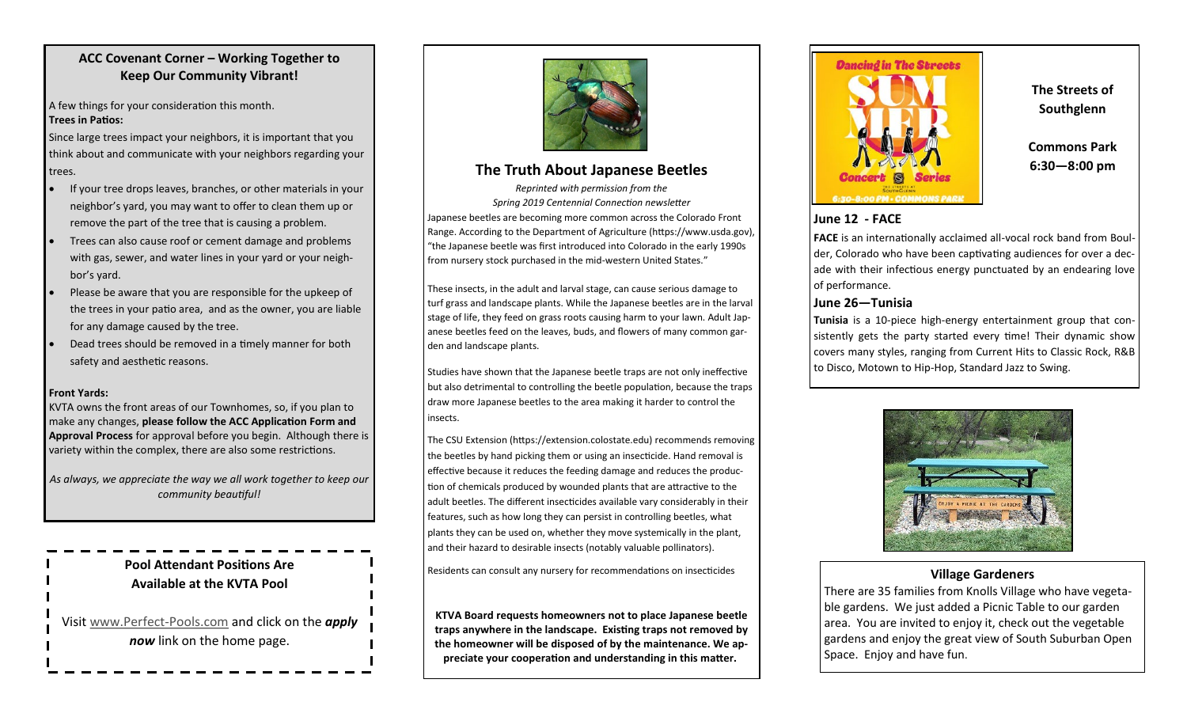## ACC Covenant Corner – Working Together to Keep Our Community Vibrant!

A few things for your consideration this month.

**Trees in Patios:**

Since large trees impact your neighbors, it is important that you think about and communicate with your neighbors regarding your trees.

- If your tree drops leaves, branches, or other materials in your neighbor's yard, you may want to offer to clean them up or remove the part of the tree that is causing a problem.
- Trees can also cause roof or cement damage and problems with gas, sewer, and water lines in your yard or your neighbor's yard.
- Please be aware that you are responsible for the upkeep of the trees in your patio area, and as the owner, you are liable for any damage caused by the tree.
- Dead trees should be removed in a timely manner for both safety and aesthetic reasons.

**Front Yards:**

KVTA owns the front areas of our Townhomes, so, if you plan to make any changes, **please follow the ACC Application Form and Approval Process** for approval before you begin. Although there is variety within the complex, there are also some restrictions.

*As always, we appreciate the way we all work together to keep our community beautiful!*

### Pool Attendant Positions Are Available at the KVTA Pool

Visit www.Perfect-Pools.com and click on the ***apply now*** link on the home page.

## The Truth About Japanese Beetles

*Reprinted with permission from the Spring 2019 Centennial Connection newsletter*

Japanese beetles are becoming more common across the Colorado Front Range. According to the Department of Agriculture (https://www.usda.gov), "the Japanese beetle was first introduced into Colorado in the early 1990s from nursery stock purchased in the mid-western United States."

These insects, in the adult and larval stage, can cause serious damage to turf grass and landscape plants. While the Japanese beetles are in the larval stage of life, they feed on grass roots causing harm to your lawn. Adult Japanese beetles feed on the leaves, buds, and flowers of many common garden and landscape plants.

Studies have shown that the Japanese beetle traps are not only ineffective but also detrimental to controlling the beetle population, because the traps draw more Japanese beetles to the area making it harder to control the insects.

The CSU Extension (https://extension.colostate.edu) recommends removing the beetles by hand picking them or using an insecticide. Hand removal is effective because it reduces the feeding damage and reduces the production of chemicals produced by wounded plants that are attractive to the adult beetles. The different insecticides available vary considerably in their features, such as how long they can persist in controlling beetles, what plants they can be used on, whether they move systemically in the plant, and their hazard to desirable insects (notably valuable pollinators).

Residents can consult any nursery for recommendations on insecticides

**KTVA Board requests homeowners not to place Japanese beetle traps anywhere in the landscape. Existing traps not removed by the homeowner will be disposed of by the maintenance. We appreciate your cooperation and understanding in this matter.**

**The Streets of Southglenn**

**Commons Park 6:30—8:00 pm**

### June 12 - FACE

**FACE** is an internationally acclaimed all-vocal rock band from Boulder, Colorado who have been captivating audiences for over a decade with their infectious energy punctuated by an endearing love of performance.

### June 26—Tunisia

**Tunisia** is a 10-piece high-energy entertainment group that consistently gets the party started every time! Their dynamic show covers many styles, ranging from Current Hits to Classic Rock, R&B to Disco, Motown to Hip-Hop, Standard Jazz to Swing.

### Village Gardeners

There are 35 families from Knolls Village who have vegetable gardens. We just added a Picnic Table to our garden area. You are invited to enjoy it, check out the vegetable gardens and enjoy the great view of South Suburban Open Space. Enjoy and have fun.